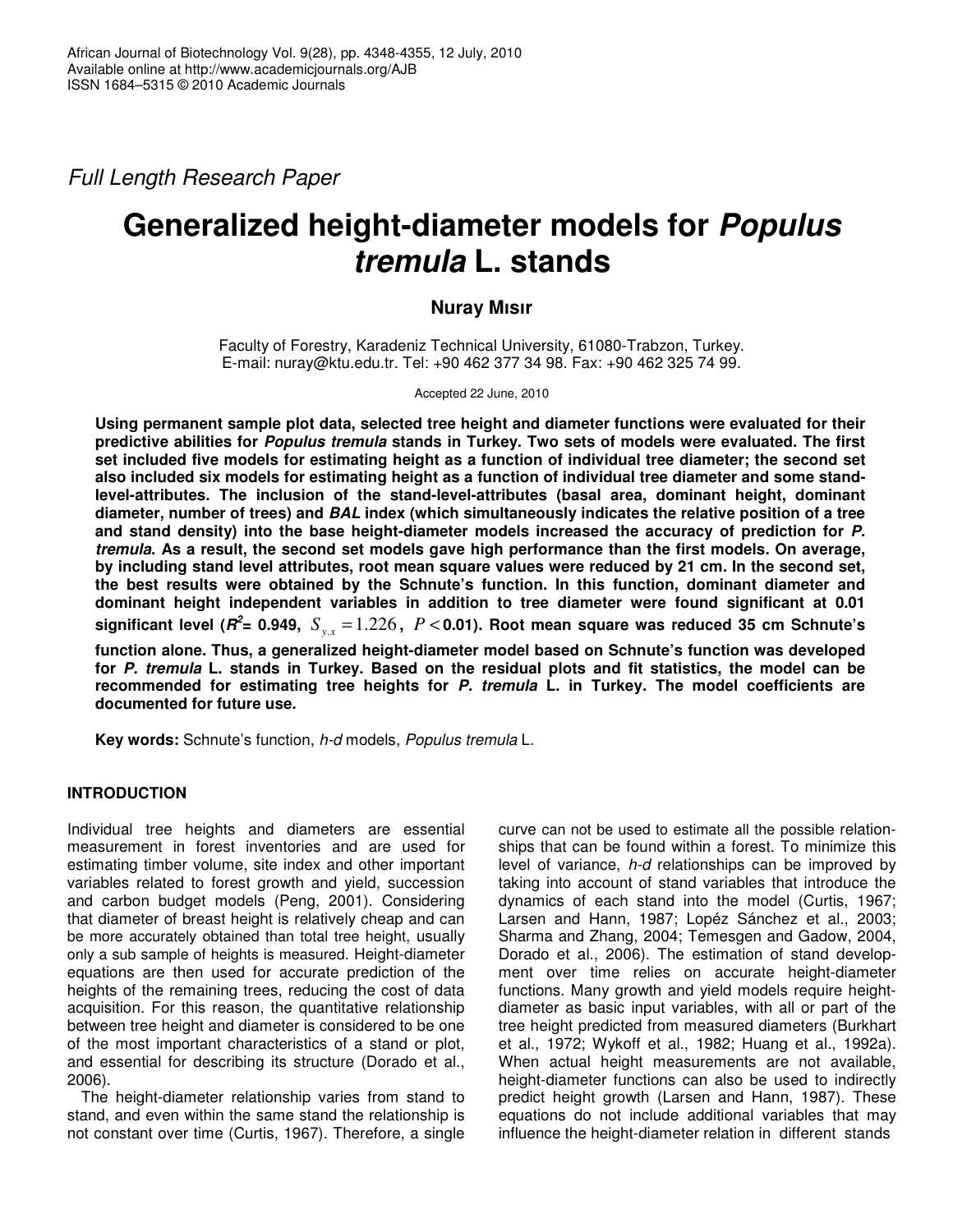*Full Length Research Paper*

# Generalized height-diameter models for *Populus tremula* L. stands

**Nuray Mısır**

Faculty of Forestry, Karadeniz Technical University, 61080-Trabzon, Turkey.
E-mail: nuray@ktu.edu.tr. Tel: +90 462 377 34 98. Fax: +90 462 325 74 99.

Accepted 22 June, 2010

**Using permanent sample plot data, selected tree height and diameter functions were evaluated for their predictive abilities for *Populus tremula* stands in Turkey. Two sets of models were evaluated. The first set included five models for estimating height as a function of individual tree diameter; the second set also included six models for estimating height as a function of individual tree diameter and some stand-level-attributes. The inclusion of the stand-level-attributes (basal area, dominant height, dominant diameter, number of trees) and *BAL* index (which simultaneously indicates the relative position of a tree and stand density) into the base height-diameter models increased the accuracy of prediction for *P. tremula*. As a result, the second set models gave high performance than the first models. On average, by including stand level attributes, root mean square values were reduced by 21 cm. In the second set, the best results were obtained by the Schnute's function. In this function, dominant diameter and dominant height independent variables in addition to tree diameter were found significant at 0.01 significant level ($R^2$= 0.949, $S_{y.x} = 1.226$, $P < 0.01$). Root mean square was reduced 35 cm Schnute's function alone. Thus, a generalized height-diameter model based on Schnute's function was developed for *P. tremula* L. stands in Turkey. Based on the residual plots and fit statistics, the model can be recommended for estimating tree heights for *P. tremula* L. in Turkey. The model coefficients are documented for future use.**

**Key words:** Schnute's function, *h-d* models, *Populus tremula* L.

## INTRODUCTION

Individual tree heights and diameters are essential measurement in forest inventories and are used for estimating timber volume, site index and other important variables related to forest growth and yield, succession and carbon budget models (Peng, 2001). Considering that diameter of breast height is relatively cheap and can be more accurately obtained than total tree height, usually only a sub sample of heights is measured. Height-diameter equations are then used for accurate prediction of the heights of the remaining trees, reducing the cost of data acquisition. For this reason, the quantitative relationship between tree height and diameter is considered to be one of the most important characteristics of a stand or plot, and essential for describing its structure (Dorado et al., 2006).

The height-diameter relationship varies from stand to stand, and even within the same stand the relationship is not constant over time (Curtis, 1967). Therefore, a single curve can not be used to estimate all the possible relationships that can be found within a forest. To minimize this level of variance, *h-d* relationships can be improved by taking into account of stand variables that introduce the dynamics of each stand into the model (Curtis, 1967; Larsen and Hann, 1987; Lopéz Sánchez et al., 2003; Sharma and Zhang, 2004; Temesgen and Gadow, 2004, Dorado et al., 2006). The estimation of stand development over time relies on accurate height-diameter functions. Many growth and yield models require height-diameter as basic input variables, with all or part of the tree height predicted from measured diameters (Burkhart et al., 1972; Wykoff et al., 1982; Huang et al., 1992a). When actual height measurements are not available, height-diameter functions can also be used to indirectly predict height growth (Larsen and Hann, 1987). These equations do not include additional variables that may influence the height-diameter relation in different stands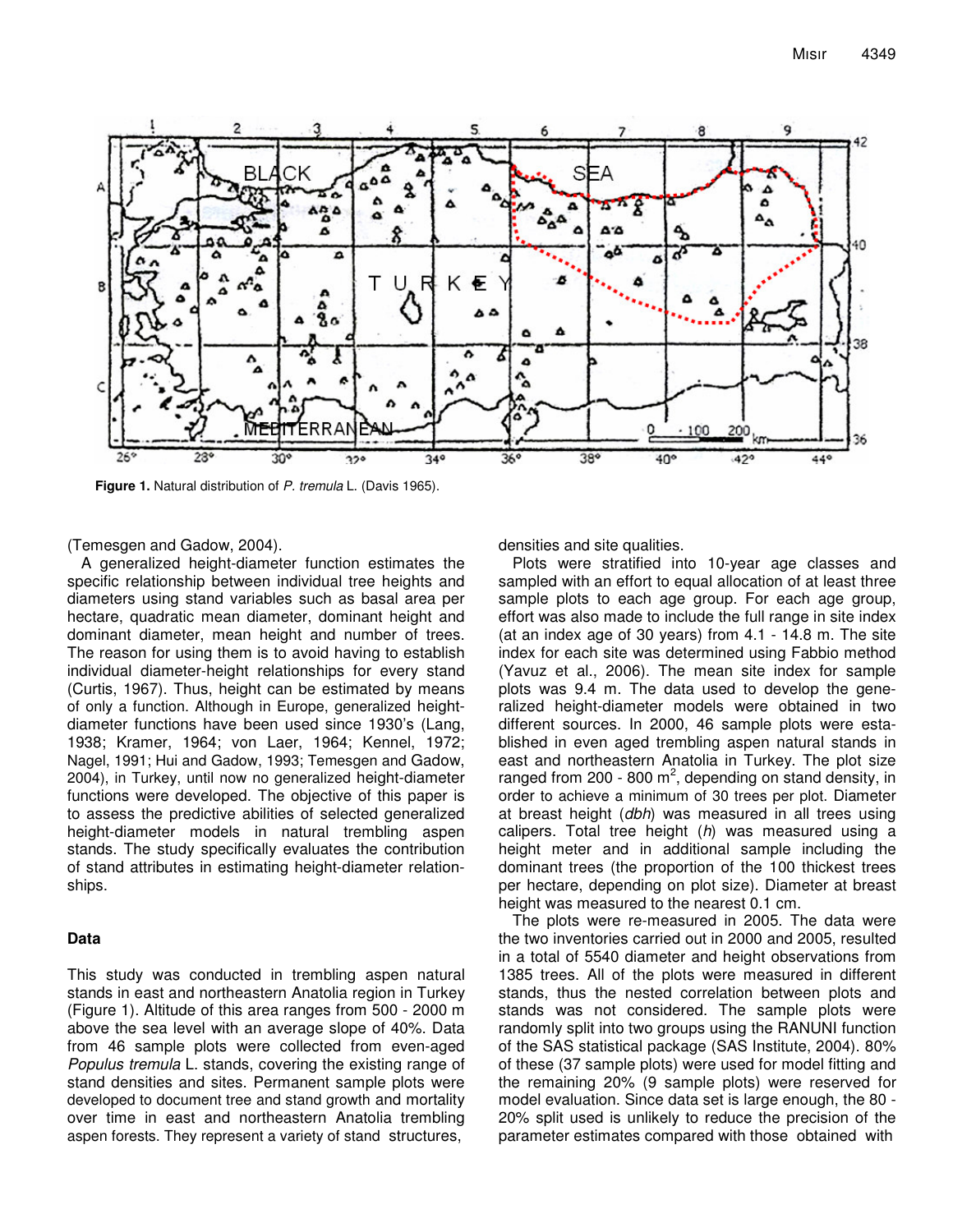Figure 1. Natural distribution of *P. tremula* L. (Davis 1965).

(Temesgen and Gadow, 2004).

A generalized height-diameter function estimates the specific relationship between individual tree heights and diameters using stand variables such as basal area per hectare, quadratic mean diameter, dominant height and dominant diameter, mean height and number of trees. The reason for using them is to avoid having to establish individual diameter-height relationships for every stand (Curtis, 1967). Thus, height can be estimated by means of only a function. Although in Europe, generalized height-diameter functions have been used since 1930's (Lang, 1938; Kramer, 1964; von Laer, 1964; Kennel, 1972; Nagel, 1991; Hui and Gadow, 1993; Temesgen and Gadow, 2004), in Turkey, until now no generalized height-diameter functions were developed. The objective of this paper is to assess the predictive abilities of selected generalized height-diameter models in natural trembling aspen stands. The study specifically evaluates the contribution of stand attributes in estimating height-diameter relationships.

## Data

This study was conducted in trembling aspen natural stands in east and northeastern Anatolia region in Turkey (Figure 1). Altitude of this area ranges from 500 - 2000 m above the sea level with an average slope of 40%. Data from 46 sample plots were collected from even-aged *Populus tremula* L. stands, covering the existing range of stand densities and sites. Permanent sample plots were developed to document tree and stand growth and mortality over time in east and northeastern Anatolia trembling aspen forests. They represent a variety of stand structures, densities and site qualities.

Plots were stratified into 10-year age classes and sampled with an effort to equal allocation of at least three sample plots to each age group. For each age group, effort was also made to include the full range in site index (at an index age of 30 years) from 4.1 - 14.8 m. The site index for each site was determined using Fabbio method (Yavuz et al., 2006). The mean site index for sample plots was 9.4 m. The data used to develop the generalized height-diameter models were obtained in two different sources. In 2000, 46 sample plots were established in even aged trembling aspen natural stands in east and northeastern Anatolia in Turkey. The plot size ranged from 200 - 800 m$^2$, depending on stand density, in order to achieve a minimum of 30 trees per plot. Diameter at breast height (*dbh*) was measured in all trees using calipers. Total tree height (*h*) was measured using a height meter and in additional sample including the dominant trees (the proportion of the 100 thickest trees per hectare, depending on plot size). Diameter at breast height was measured to the nearest 0.1 cm.

The plots were re-measured in 2005. The data were the two inventories carried out in 2000 and 2005, resulted in a total of 5540 diameter and height observations from 1385 trees. All of the plots were measured in different stands, thus the nested correlation between plots and stands was not considered. The sample plots were randomly split into two groups using the RANUNI function of the SAS statistical package (SAS Institute, 2004). 80% of these (37 sample plots) were used for model fitting and the remaining 20% (9 sample plots) were reserved for model evaluation. Since data set is large enough, the 80 - 20% split used is unlikely to reduce the precision of the parameter estimates compared with those obtained with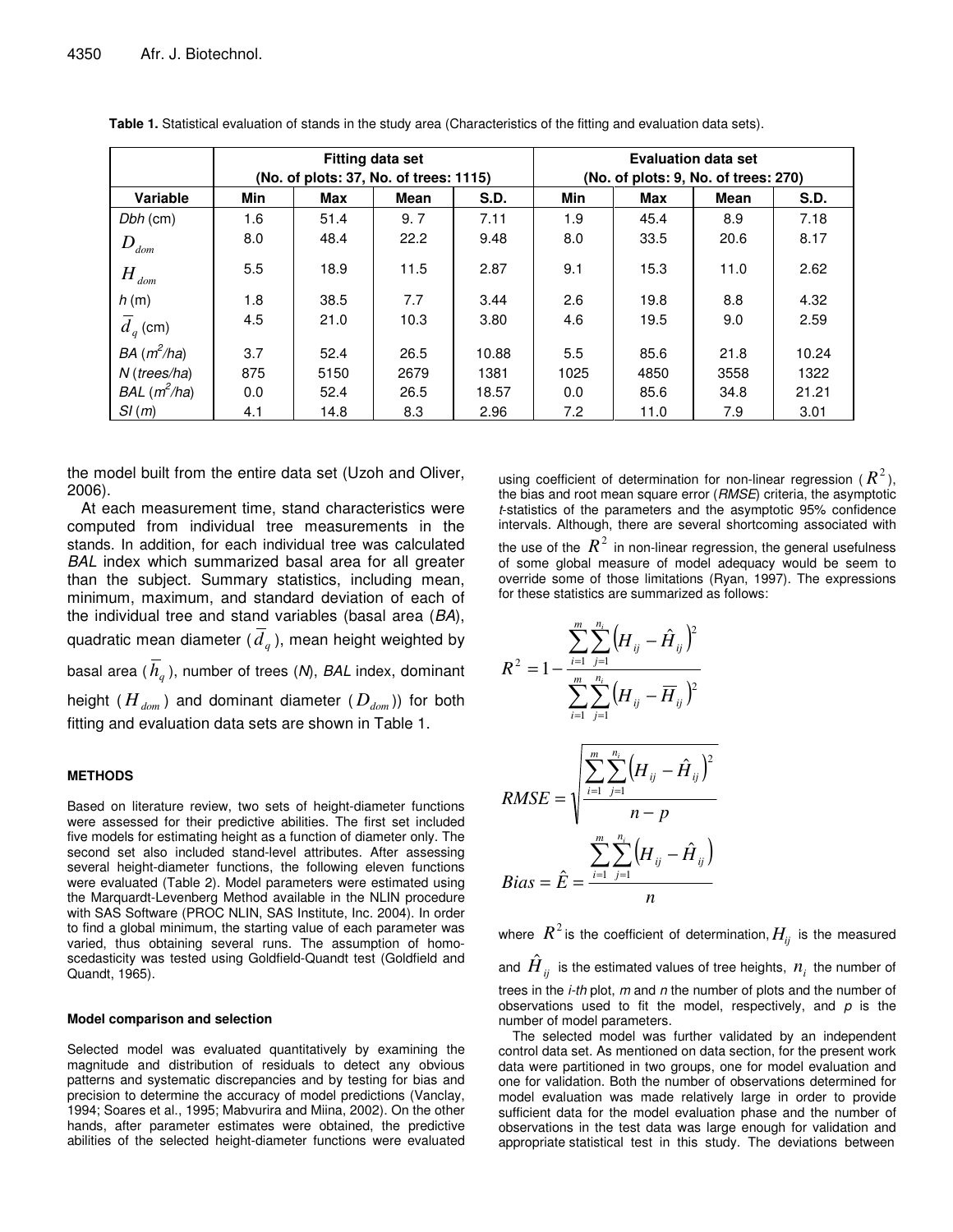**Table 1.** Statistical evaluation of stands in the study area (Characteristics of the fitting and evaluation data sets).

| | Fitting data set (No. of plots: 37, No. of trees: 1115) | | | | Evaluation data set (No. of plots: 9, No. of trees: 270) | | | |
|---|---|---|---|---|---|---|---|---|
| **Variable** | **Min** | **Max** | **Mean** | **S.D.** | **Min** | **Max** | **Mean** | **S.D.** |
| *Dbh* (cm) | 1.6 | 51.4 | 9. 7 | 7.11 | 1.9 | 45.4 | 8.9 | 7.18 |
| $D_{dom}$ | 8.0 | 48.4 | 22.2 | 9.48 | 8.0 | 33.5 | 20.6 | 8.17 |
| $H_{dom}$ | 5.5 | 18.9 | 11.5 | 2.87 | 9.1 | 15.3 | 11.0 | 2.62 |
| *h* (m) | 1.8 | 38.5 | 7.7 | 3.44 | 2.6 | 19.8 | 8.8 | 4.32 |
| $\overline{d}_q$ (cm) | 4.5 | 21.0 | 10.3 | 3.80 | 4.6 | 19.5 | 9.0 | 2.59 |
| *BA* ($m^2$/*ha*) | 3.7 | 52.4 | 26.5 | 10.88 | 5.5 | 85.6 | 21.8 | 10.24 |
| *N* (*trees/ha*) | 875 | 5150 | 2679 | 1381 | 1025 | 4850 | 3558 | 1322 |
| *BAL* ($m^2$/*ha*) | 0.0 | 52.4 | 26.5 | 18.57 | 0.0 | 85.6 | 34.8 | 21.21 |
| *SI* (*m*) | 4.1 | 14.8 | 8.3 | 2.96 | 7.2 | 11.0 | 7.9 | 3.01 |

the model built from the entire data set (Uzoh and Oliver, 2006).

At each measurement time, stand characteristics were computed from individual tree measurements in the stands. In addition, for each individual tree was calculated *BAL* index which summarized basal area for all greater than the subject. Summary statistics, including mean, minimum, maximum, and standard deviation of each of the individual tree and stand variables (basal area (*BA*), quadratic mean diameter ($\overline{d}_q$), mean height weighted by basal area ($\overline{h}_q$), number of trees (*N*), *BAL* index, dominant height ($H_{dom}$) and dominant diameter ($D_{dom}$)) for both fitting and evaluation data sets are shown in Table 1.

#### METHODS

Based on literature review, two sets of height-diameter functions were assessed for their predictive abilities. The first set included five models for estimating height as a function of diameter only. The second set also included stand-level attributes. After assessing several height-diameter functions, the following eleven functions were evaluated (Table 2). Model parameters were estimated using the Marquardt-Levenberg Method available in the NLIN procedure with SAS Software (PROC NLIN, SAS Institute, Inc. 2004). In order to find a global minimum, the starting value of each parameter was varied, thus obtaining several runs. The assumption of homoscedasticity was tested using Goldfield-Quandt test (Goldfield and Quandt, 1965).

##### Model comparison and selection

Selected model was evaluated quantitatively by examining the magnitude and distribution of residuals to detect any obvious patterns and systematic discrepancies and by testing for bias and precision to determine the accuracy of model predictions (Vanclay, 1994; Soares et al., 1995; Mabvurira and Miina, 2002). On the other hands, after parameter estimates were obtained, the predictive abilities of the selected height-diameter functions were evaluated using coefficient of determination for non-linear regression ($R^2$), the bias and root mean square error (*RMSE*) criteria, the asymptotic *t*-statistics of the parameters and the asymptotic 95% confidence intervals. Although, there are several shortcoming associated with the use of the $R^2$ in non-linear regression, the general usefulness of some global measure of model adequacy would be seem to override some of those limitations (Ryan, 1997). The expressions for these statistics are summarized as follows:

$$R^2 = 1 - \frac{\sum_{i=1}^{m}\sum_{j=1}^{n_i}\left(H_{ij} - \hat{H}_{ij}\right)^2}{\sum_{i=1}^{m}\sum_{j=1}^{n_i}\left(H_{ij} - \overline{H}_{ij}\right)^2}$$

$$RMSE = \sqrt{\frac{\sum_{i=1}^{m}\sum_{j=1}^{n_i}\left(H_{ij} - \hat{H}_{ij}\right)^2}{n-p}}$$

$$Bias = \hat{E} = \frac{\sum_{i=1}^{m}\sum_{j=1}^{n_i}\left(H_{ij} - \hat{H}_{ij}\right)}{n}$$

where $R^2$ is the coefficient of determination, $H_{ij}$ is the measured and $\hat{H}_{ij}$ is the estimated values of tree heights, $n_i$ the number of trees in the *i-th* plot, *m* and *n* the number of plots and the number of observations used to fit the model, respectively, and *p* is the number of model parameters.

The selected model was further validated by an independent control data set. As mentioned on data section, for the present work data were partitioned in two groups, one for model evaluation and one for validation. Both the number of observations determined for model evaluation was made relatively large in order to provide sufficient data for the model evaluation phase and the number of observations in the test data was large enough for validation and appropriate statistical test in this study. The deviations between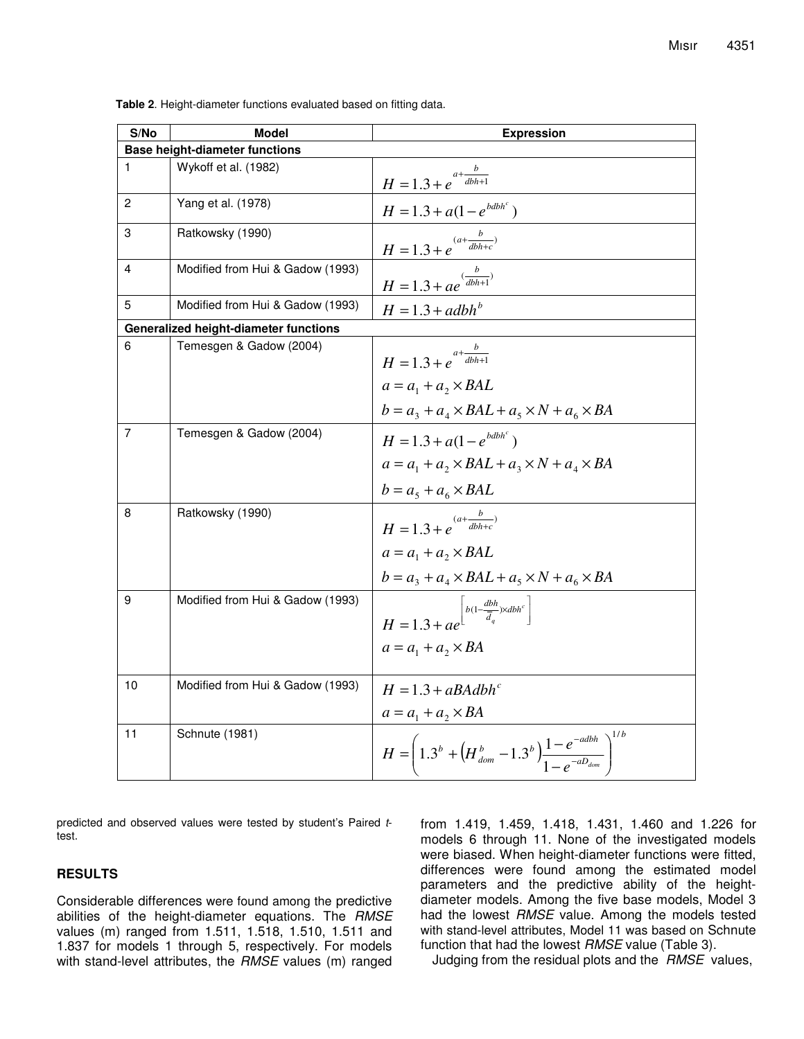**Table 2**. Height-diameter functions evaluated based on fitting data.

| S/No | Model | Expression |
|---|---|---|
| **Base height-diameter functions** | | |
| 1 | Wykoff et al. (1982) | $H = 1.3 + e^{a + \frac{b}{dbh+1}}$ |
| 2 | Yang et al. (1978) | $H = 1.3 + a(1 - e^{bdbh^c})$ |
| 3 | Ratkowsky (1990) | $H = 1.3 + e^{(a + \frac{b}{dbh+c})}$ |
| 4 | Modified from Hui & Gadow (1993) | $H = 1.3 + ae^{(\frac{b}{dbh+1})}$ |
| 5 | Modified from Hui & Gadow (1993) | $H = 1.3 + adbh^b$ |
| **Generalized height-diameter functions** | | |
| 6 | Temesgen & Gadow (2004) | $H = 1.3 + e^{a + \frac{b}{dbh+1}}$ <br> $a = a_1 + a_2 \times BAL$ <br> $b = a_3 + a_4 \times BAL + a_5 \times N + a_6 \times BA$ |
| 7 | Temesgen & Gadow (2004) | $H = 1.3 + a(1 - e^{bdbh^c})$ <br> $a = a_1 + a_2 \times BAL + a_3 \times N + a_4 \times BA$ <br> $b = a_5 + a_6 \times BAL$ |
| 8 | Ratkowsky (1990) | $H = 1.3 + e^{(a + \frac{b}{dbh+c})}$ <br> $a = a_1 + a_2 \times BAL$ <br> $b = a_3 + a_4 \times BAL + a_5 \times N + a_6 \times BA$ |
| 9 | Modified from Hui & Gadow (1993) | $H = 1.3 + ae^{\left[b(1 - \frac{dbh}{d_q}) \times dbh^c\right]}$ <br> $a = a_1 + a_2 \times BA$ |
| 10 | Modified from Hui & Gadow (1993) | $H = 1.3 + aBAdbh^c$ <br> $a = a_1 + a_2 \times BA$ |
| 11 | Schnute (1981) | $H = \left(1.3^b + \left(H_{dom}^b - 1.3^b\right)\frac{1 - e^{-adbh}}{1 - e^{-aD_{dom}}}\right)^{1/b}$ |

predicted and observed values were tested by student's Paired *t*-test.

## RESULTS

Considerable differences were found among the predictive abilities of the height-diameter equations. The *RMSE* values (m) ranged from 1.511, 1.518, 1.510, 1.511 and 1.837 for models 1 through 5, respectively. For models with stand-level attributes, the *RMSE* values (m) ranged from 1.419, 1.459, 1.418, 1.431, 1.460 and 1.226 for models 6 through 11. None of the investigated models were biased. When height-diameter functions were fitted, differences were found among the estimated model parameters and the predictive ability of the height-diameter models. Among the five base models, Model 3 had the lowest *RMSE* value. Among the models tested with stand-level attributes, Model 11 was based on Schnute function that had the lowest *RMSE* value (Table 3).

Judging from the residual plots and the *RMSE* values,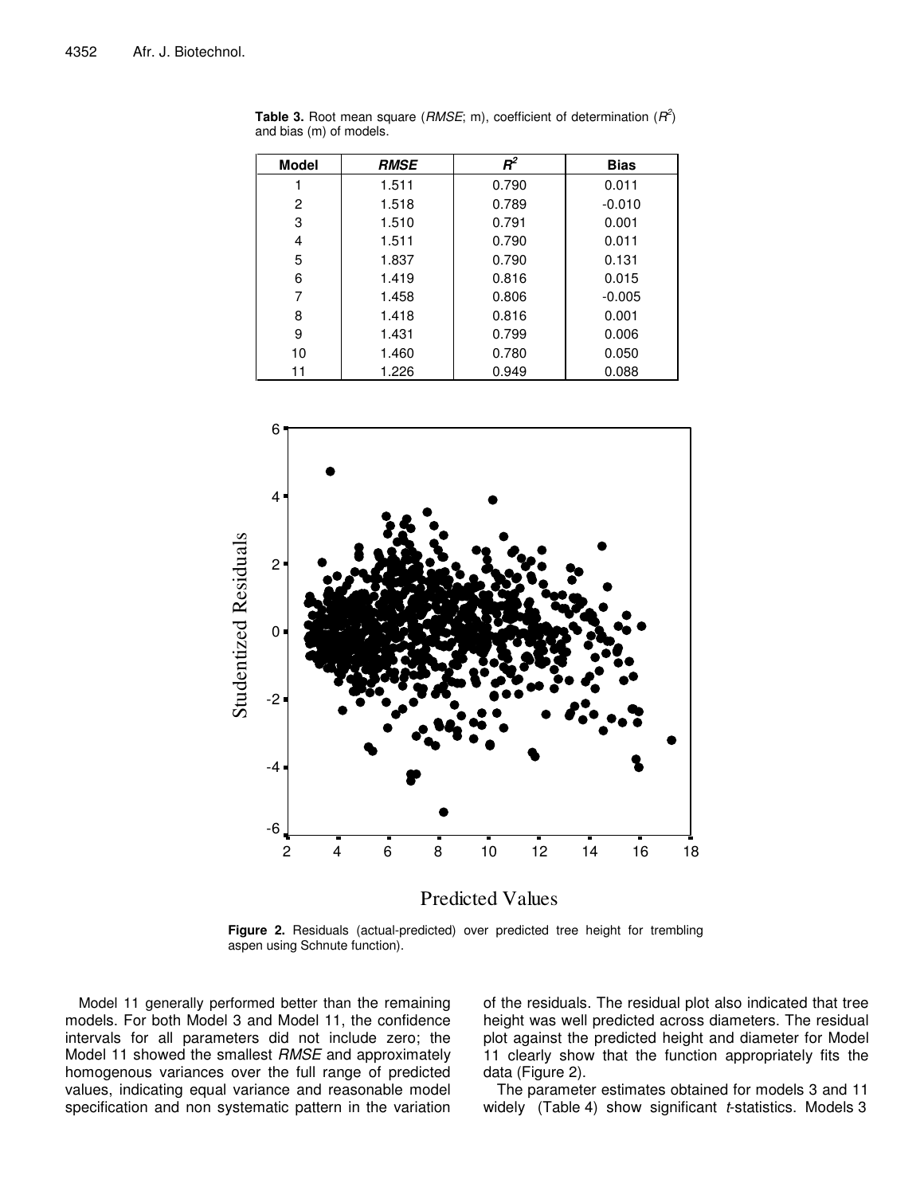**Table 3.** Root mean square (*RMSE*; m), coefficient of determination ($R^2$) and bias (m) of models.

| Model | *RMSE* | $R^2$ | Bias |
|---|---|---|---|
| 1 | 1.511 | 0.790 | 0.011 |
| 2 | 1.518 | 0.789 | -0.010 |
| 3 | 1.510 | 0.791 | 0.001 |
| 4 | 1.511 | 0.790 | 0.011 |
| 5 | 1.837 | 0.790 | 0.131 |
| 6 | 1.419 | 0.816 | 0.015 |
| 7 | 1.458 | 0.806 | -0.005 |
| 8 | 1.418 | 0.816 | 0.001 |
| 9 | 1.431 | 0.799 | 0.006 |
| 10 | 1.460 | 0.780 | 0.050 |
| 11 | 1.226 | 0.949 | 0.088 |

**Figure 2.** Residuals (actual-predicted) over predicted tree height for trembling aspen using Schnute function).

Model 11 generally performed better than the remaining models. For both Model 3 and Model 11, the confidence intervals for all parameters did not include zero; the Model 11 showed the smallest *RMSE* and approximately homogenous variances over the full range of predicted values, indicating equal variance and reasonable model specification and non systematic pattern in the variation of the residuals. The residual plot also indicated that tree height was well predicted across diameters. The residual plot against the predicted height and diameter for Model 11 clearly show that the function appropriately fits the data (Figure 2).

The parameter estimates obtained for models 3 and 11 widely (Table 4) show significant *t*-statistics. Models 3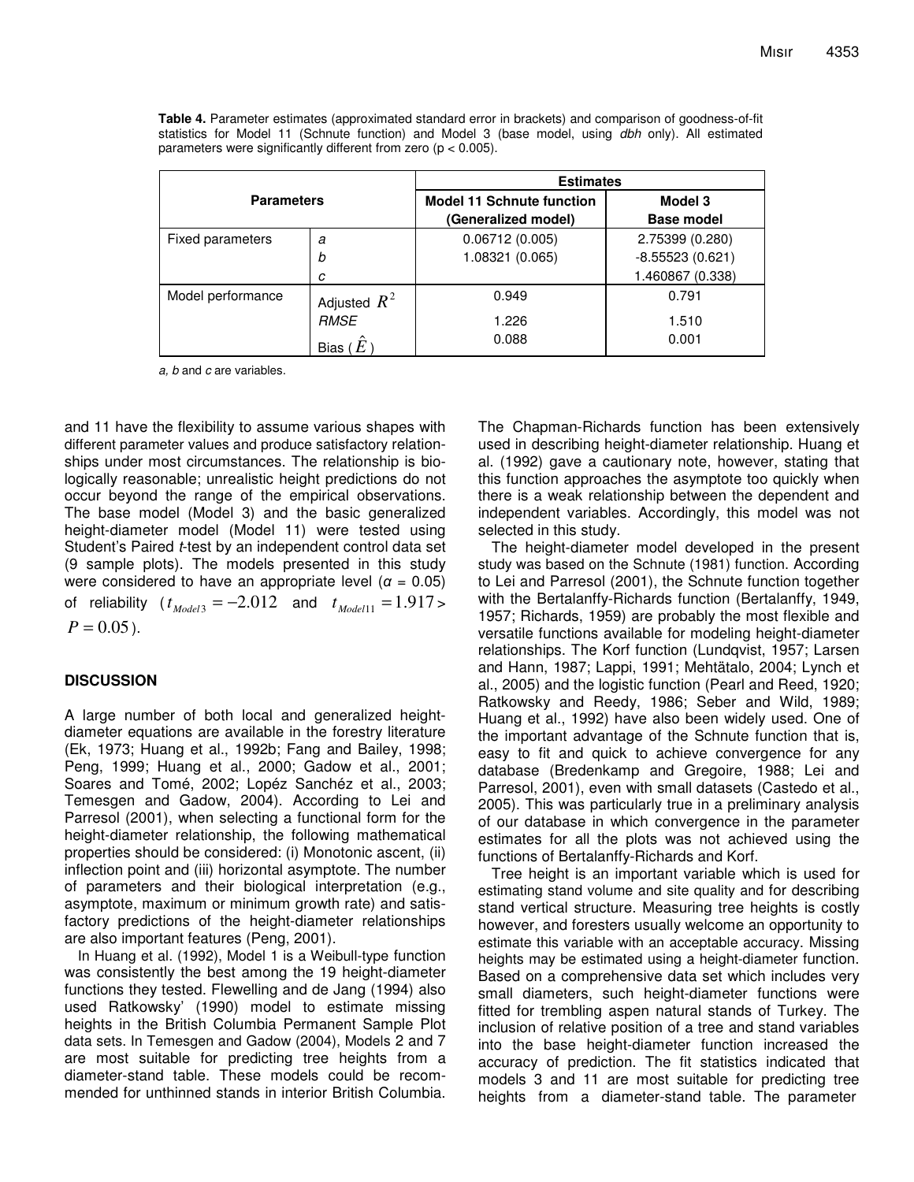**Table 4.** Parameter estimates (approximated standard error in brackets) and comparison of goodness-of-fit statistics for Model 11 (Schnute function) and Model 3 (base model, using *dbh* only). All estimated parameters were significantly different from zero (p < 0.005).

| Parameters | | Estimates | |
|---|---|---|---|
| | | **Model 11 Schnute function (Generalized model)** | **Model 3 Base model** |
| Fixed parameters | *a* | 0.06712 (0.005) | 2.75399 (0.280) |
| | *b* | 1.08321 (0.065) | -8.55523 (0.621) |
| | *c* | | 1.460867 (0.338) |
| Model performance | Adjusted $R^2$ | 0.949 | 0.791 |
| | *RMSE* | 1.226 | 1.510 |
| | Bias ( $\hat{E}$ ) | 0.088 | 0.001 |

*a, b* and *c* are variables.

and 11 have the flexibility to assume various shapes with different parameter values and produce satisfactory relationships under most circumstances. The relationship is biologically reasonable; unrealistic height predictions do not occur beyond the range of the empirical observations. The base model (Model 3) and the basic generalized height-diameter model (Model 11) were tested using Student's Paired *t*-test by an independent control data set (9 sample plots). The models presented in this study were considered to have an appropriate level (*α* = 0.05) of reliability ( $t_{Model3} = -2.012$ and $t_{Model11} = 1.917 >$ $P = 0.05$ ).

## DISCUSSION

A large number of both local and generalized height-diameter equations are available in the forestry literature (Ek, 1973; Huang et al., 1992b; Fang and Bailey, 1998; Peng, 1999; Huang et al., 2000; Gadow et al., 2001; Soares and Tomé, 2002; Lopéz Sanchéz et al., 2003; Temesgen and Gadow, 2004). According to Lei and Parresol (2001), when selecting a functional form for the height-diameter relationship, the following mathematical properties should be considered: (i) Monotonic ascent, (ii) inflection point and (iii) horizontal asymptote. The number of parameters and their biological interpretation (e.g., asymptote, maximum or minimum growth rate) and satisfactory predictions of the height-diameter relationships are also important features (Peng, 2001).

In Huang et al. (1992), Model 1 is a Weibull-type function was consistently the best among the 19 height-diameter functions they tested. Flewelling and de Jang (1994) also used Ratkowsky' (1990) model to estimate missing heights in the British Columbia Permanent Sample Plot data sets. In Temesgen and Gadow (2004), Models 2 and 7 are most suitable for predicting tree heights from a diameter-stand table. These models could be recommended for unthinned stands in interior British Columbia.

The Chapman-Richards function has been extensively used in describing height-diameter relationship. Huang et al. (1992) gave a cautionary note, however, stating that this function approaches the asymptote too quickly when there is a weak relationship between the dependent and independent variables. Accordingly, this model was not selected in this study.

The height-diameter model developed in the present study was based on the Schnute (1981) function. According to Lei and Parresol (2001), the Schnute function together with the Bertalanffy-Richards function (Bertalanffy, 1949, 1957; Richards, 1959) are probably the most flexible and versatile functions available for modeling height-diameter relationships. The Korf function (Lundqvist, 1957; Larsen and Hann, 1987; Lappi, 1991; Mehtätalo, 2004; Lynch et al., 2005) and the logistic function (Pearl and Reed, 1920; Ratkowsky and Reedy, 1986; Seber and Wild, 1989; Huang et al., 1992) have also been widely used. One of the important advantage of the Schnute function that is, easy to fit and quick to achieve convergence for any database (Bredenkamp and Gregoire, 1988; Lei and Parresol, 2001), even with small datasets (Castedo et al., 2005). This was particularly true in a preliminary analysis of our database in which convergence in the parameter estimates for all the plots was not achieved using the functions of Bertalanffy-Richards and Korf.

Tree height is an important variable which is used for estimating stand volume and site quality and for describing stand vertical structure. Measuring tree heights is costly however, and foresters usually welcome an opportunity to estimate this variable with an acceptable accuracy. Missing heights may be estimated using a height-diameter function. Based on a comprehensive data set which includes very small diameters, such height-diameter functions were fitted for trembling aspen natural stands of Turkey. The inclusion of relative position of a tree and stand variables into the base height-diameter function increased the accuracy of prediction. The fit statistics indicated that models 3 and 11 are most suitable for predicting tree heights from a diameter-stand table. The parameter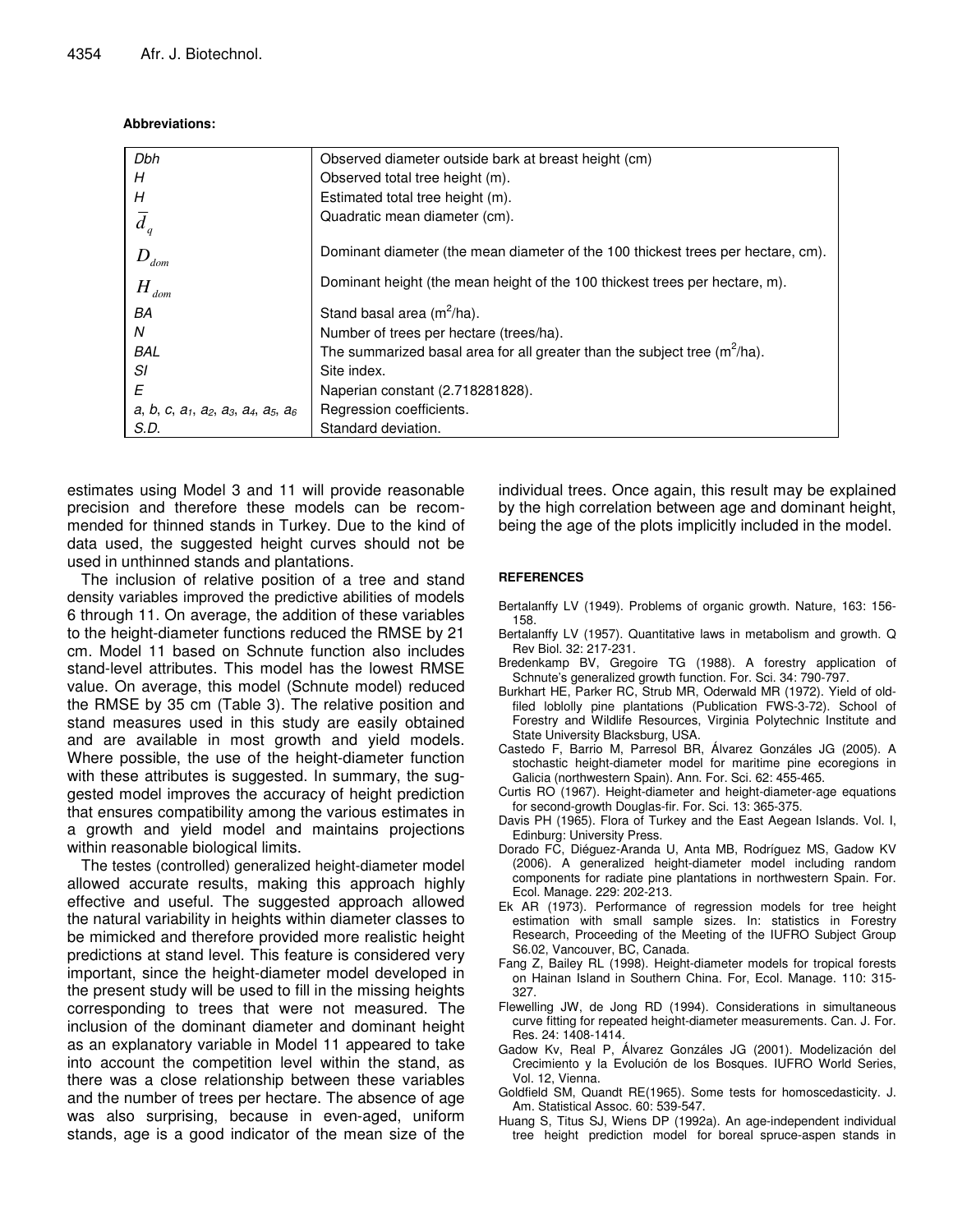**Abbreviations:**

| | |
|---|---|
| *Dbh* | Observed diameter outside bark at breast height (cm) |
| *H* | Observed total tree height (m). |
| *H* | Estimated total tree height (m). |
| $\bar{d}_q$ | Quadratic mean diameter (cm). |
| $D_{dom}$ | Dominant diameter (the mean diameter of the 100 thickest trees per hectare, cm). |
| $H_{dom}$ | Dominant height (the mean height of the 100 thickest trees per hectare, m). |
| *BA* | Stand basal area ($m^2$/ha). |
| *N* | Number of trees per hectare (trees/ha). |
| *BAL* | The summarized basal area for all greater than the subject tree ($m^2$/ha). |
| *SI* | Site index. |
| *E* | Naperian constant (2.718281828). |
| $a$, $b$, $c$, $a_1$, $a_2$, $a_3$, $a_4$, $a_5$, $a_6$ | Regression coefficients. |
| *S.D.* | Standard deviation. |

estimates using Model 3 and 11 will provide reasonable precision and therefore these models can be recommended for thinned stands in Turkey. Due to the kind of data used, the suggested height curves should not be used in unthinned stands and plantations.

The inclusion of relative position of a tree and stand density variables improved the predictive abilities of models 6 through 11. On average, the addition of these variables to the height-diameter functions reduced the RMSE by 21 cm. Model 11 based on Schnute function also includes stand-level attributes. This model has the lowest RMSE value. On average, this model (Schnute model) reduced the RMSE by 35 cm (Table 3). The relative position and stand measures used in this study are easily obtained and are available in most growth and yield models. Where possible, the use of the height-diameter function with these attributes is suggested. In summary, the suggested model improves the accuracy of height prediction that ensures compatibility among the various estimates in a growth and yield model and maintains projections within reasonable biological limits.

The testes (controlled) generalized height-diameter model allowed accurate results, making this approach highly effective and useful. The suggested approach allowed the natural variability in heights within diameter classes to be mimicked and therefore provided more realistic height predictions at stand level. This feature is considered very important, since the height-diameter model developed in the present study will be used to fill in the missing heights corresponding to trees that were not measured. The inclusion of the dominant diameter and dominant height as an explanatory variable in Model 11 appeared to take into account the competition level within the stand, as there was a close relationship between these variables and the number of trees per hectare. The absence of age was also surprising, because in even-aged, uniform stands, age is a good indicator of the mean size of the individual trees. Once again, this result may be explained by the high correlation between age and dominant height, being the age of the plots implicitly included in the model.

## REFERENCES

Bertalanffy LV (1949). Problems of organic growth. Nature, 163: 156-158.

Bertalanffy LV (1957). Quantitative laws in metabolism and growth. Q Rev Biol. 32: 217-231.

Bredenkamp BV, Gregoire TG (1988). A forestry application of Schnute's generalized growth function. For. Sci. 34: 790-797.

Burkhart HE, Parker RC, Strub MR, Oderwald MR (1972). Yield of old-filed loblolly pine plantations (Publication FWS-3-72). School of Forestry and Wildlife Resources, Virginia Polytechnic Institute and State University Blacksburg, USA.

Castedo F, Barrio M, Parresol BR, Álvarez Gonzáles JG (2005). A stochastic height-diameter model for maritime pine ecoregions in Galicia (northwestern Spain). Ann. For. Sci. 62: 455-465.

Curtis RO (1967). Height-diameter and height-diameter-age equations for second-growth Douglas-fir. For. Sci. 13: 365-375.

Davis PH (1965). Flora of Turkey and the East Aegean Islands. Vol. I, Edinburgh: University Press.

Dorado FC, Diéguez-Aranda U, Anta MB, Rodríguez MS, Gadow KV (2006). A generalized height-diameter model including random components for radiate pine plantations in northwestern Spain. For. Ecol. Manage. 229: 202-213.

Ek AR (1973). Performance of regression models for tree height estimation with small sample sizes. In: statistics in Forestry Research, Proceeding of the Meeting of the IUFRO Subject Group S6.02, Vancouver, BC, Canada.

Fang Z, Bailey RL (1998). Height-diameter models for tropical forests on Hainan Island in Southern China. For, Ecol. Manage. 110: 315-327.

Flewelling JW, de Jong RD (1994). Considerations in simultaneous curve fitting for repeated height-diameter measurements. Can. J. For. Res. 24: 1408-1414.

Gadow Kv, Real P, Álvarez Gonzáles JG (2001). Modelización del Crecimiento y la Evolución de los Bosques. IUFRO World Series, Vol. 12, Vienna.

Goldfield SM, Quandt RE(1965). Some tests for homoscedasticity. J. Am. Statistical Assoc. 60: 539-547.

Huang S, Titus SJ, Wiens DP (1992a). An age-independent individual tree height prediction model for boreal spruce-aspen stands in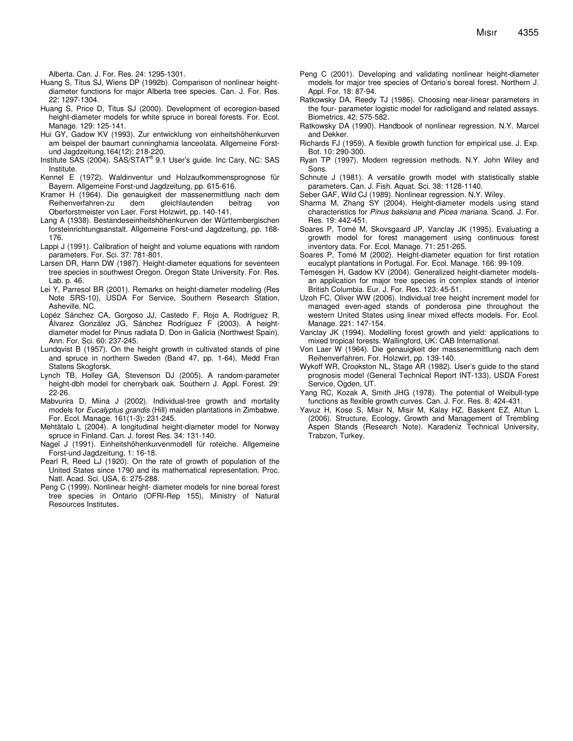Alberta. Can. J. For. Res. 24: 1295-1301.

Huang S, Titus SJ, Wiens DP (1992b). Comparison of nonlinear height-diameter functions for major Alberta tree species. Can. J. For. Res. 22: 1297-1304.

Huang S, Price D, Titus SJ (2000). Development of ecoregion-based height-diameter models for white spruce in boreal forests. For. Ecol. Manage. 129: 125-141.

Hui GY, Gadow KV (1993). Zur entwicklung von einheitshöhenkurven am beispiel der baumart cunninghamia lanceolata. Allgemeine Forst-und Jagdzeitung,164(12): 218-220.

Institute SAS (2004). SAS/STAT® 9.1 User's guide. Inc Cary, NC: SAS Institute.

Kennel E (1972). Waldinventur und Holzaufkommensprognose für Bayern. Allgemeine Forst-und Jagdzeitung, pp. 615-616.

Kramer H (1964). Die genauigkeit der massenermittlung nach dem Reihenverfahren-zu dem gleichlautenden beitrag von Oberforstmeister von Laer. Forst Holzwirt, pp. 140-141.

Lang A (1938). Bestandeseinheitshöhenkurven der Württembergischen forsteinrichtungsanstalt. Allgemeine Forst-und Jagdzeitung, pp. 168-176.

Lappi J (1991). Calibration of height and volume equations with random parameters. For. Sci. 37: 781-801.

Larsen DR, Hann DW (1987). Height-diameter equations for seventeen tree species in southwest Oregon. Oregon State University. For. Res. Lab. p. 46.

Lei Y, Parresol BR (2001). Remarks on height-diameter modeling (Res Note SRS-10), USDA For Service, Southern Research Station, Asheville, NC.

Lopéz Sánchez CA, Gorgoso JJ, Castedo F, Rojo A, Rodríguez R, Álvarez González JG, Sánchez Rodríguez F (2003). A height-diameter model for Pinus radiata D. Don in Galicia (Northwest Spain). Ann. For. Sci. 60: 237-245.

Lundqvist B (1957). On the height growth in cultivated stands of pine and spruce in northern Sweden (Band 47, pp. 1-64), Medd Fran Statens Skogforsk.

Lynch TB, Holley GA, Stevenson DJ (2005). A random-parameter height-dbh model for cherrybark oak. Southern J. Appl. Forest. 29: 22-26.

Mabvurira D, Miina J (2002). Individual-tree growth and mortality models for *Eucalyptus grandis* (Hill) maiden plantations in Zimbabwe. For. Ecol. Manage. 161(1-3): 231-245.

Mehtätalo L (2004). A longitudinal height-diameter model for Norway spruce in Finland. Can. J. forest Res. 34: 131-140.

Nagel J (1991). Einheitshöhenkurvenmodell für roteiche. Allgemeine Forst-und Jagdzeitung, 1: 16-18.

Pearl R, Reed LJ (1920). On the rate of growth of population of the United States since 1790 and its mathematical representation. Proc. Natl. Acad. Sci. USA, 6: 275-288.

Peng C (1999). Nonlinear height- diameter models for nine boreal forest tree species in Ontario (OFRI-Rep 155), Ministry of Natural Resources Institutes.

Peng C (2001). Developing and validating nonlinear height-diameter models for major tree species of Ontario's boreal forest. Northern J. Appl. For. 18: 87-94.

Ratkowsky DA, Reedy TJ (1986). Choosing near-linear parameters in the four- parameter logistic model for radioligand and related assays. Biometrics, 42: 575-582.

Ratkowsky DA (1990). Handbook of nonlinear regression. N.Y. Marcel and Dekker.

Richards FJ (1959). A flexible growth function for empirical use. J. Exp. Bot. 10: 290-300.

Ryan TP (1997). Modern regression methods. N.Y. John Wiley and Sons.

Schnute J (1981). A versatile growth model with statistically stable parameters. Can. J. Fish. Aquat. Sci. 38: 1128-1140.

Seber GAF, Wild CJ (1989). Nonlinear regression. N.Y. Wiley.

Sharma M, Zhang SY (2004). Height-diameter models using stand characteristics for *Pinus baksiana* and *Picea mariana*. Scand. J. For. Res. 19: 442-451.

Soares P, Tomé M, Skovsgaard JP, Vanclay JK (1995). Evaluating a growth model for forest management using continuous forest inventory data. For. Ecol. Manage. 71: 251-265.

Soares P, Tomé M (2002). Height-diameter equation for first rotation eucalypt plantations in Portugal. For. Ecol. Manage. 166: 99-109.

Temesgen H, Gadow KV (2004). Generalized height-diameter models-an application for major tree species in complex stands of interior British Columbia. Eur. J. For. Res. 123: 45-51.

Uzoh FC, Oliver WW (2006). Individual tree height increment model for managed even-aged stands of ponderosa pine throughout the western United States using linear mixed effects models. For. Ecol. Manage. 221: 147-154.

Vanclay JK (1994). Modelling forest growth and yield: applications to mixed tropical forests. Wallingford, UK: CAB International.

Von Laer W (1964). Die genauigkeit der massenermittlung nach dem Reihenverfahren. For. Holzwirt, pp. 139-140.

Wykoff WR, Crookston NL, Stage AR (1982). User's guide to the stand prognosis model (General Technical Report INT-133), USDA Forest Service, Ogden, UT.

Yang RC, Kozak A, Smith JHG (1978). The potential of Weibull-type functions as flexible growth curves. Can. J. For. Res. 8: 424-431.

Yavuz H, Kose S, Misir N, Misir M, Kalay HZ, Baskent EZ, Altun L (2006). Structure, Ecology, Growth and Management of Trembling Aspen Stands (Research Note). Karadeniz Technical University, Trabzon, Turkey.